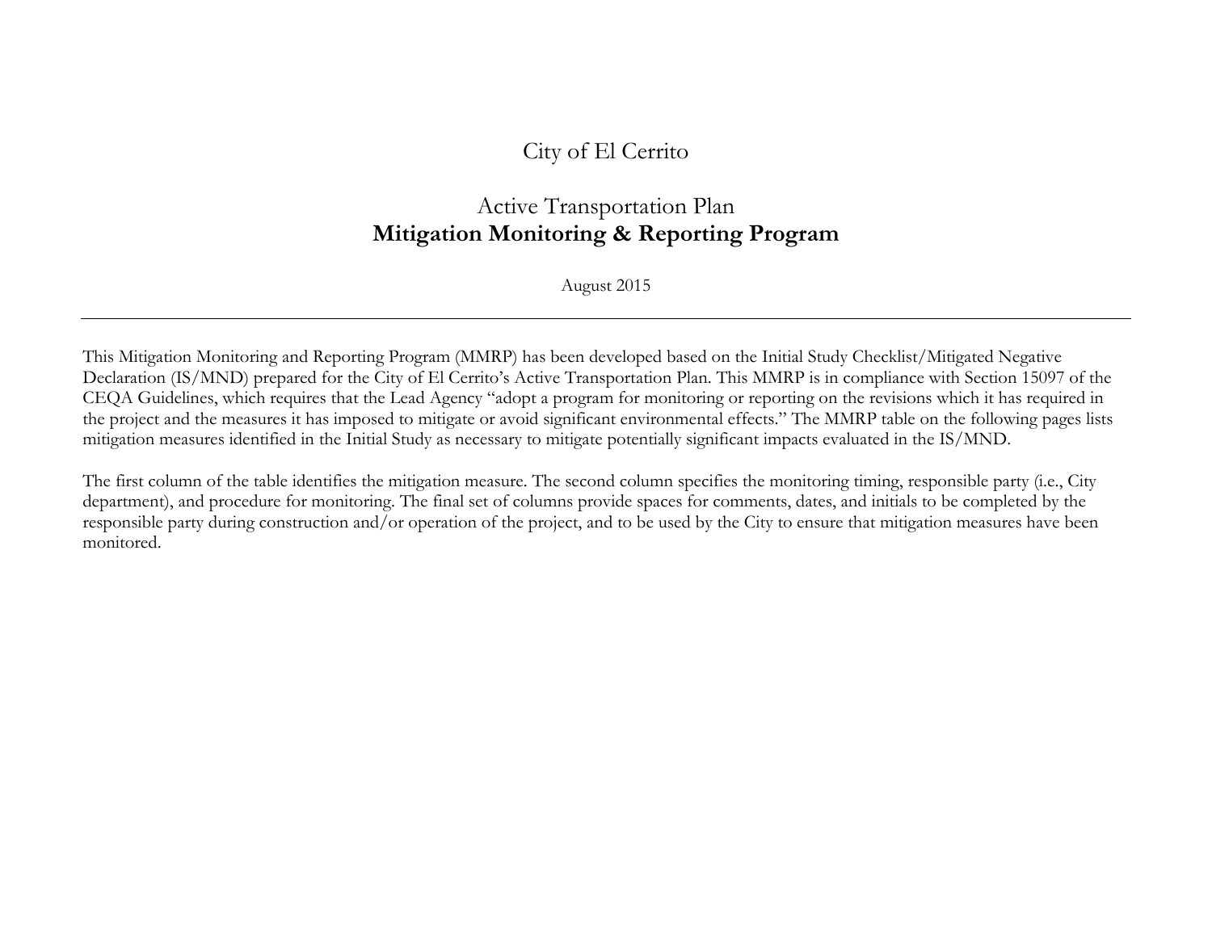# City of El Cerrito

## Active Transportation Plan
## **Mitigation Monitoring & Reporting Program**

August 2015

---

This Mitigation Monitoring and Reporting Program (MMRP) has been developed based on the Initial Study Checklist/Mitigated Negative Declaration (IS/MND) prepared for the City of El Cerrito's Active Transportation Plan. This MMRP is in compliance with Section 15097 of the CEQA Guidelines, which requires that the Lead Agency "adopt a program for monitoring or reporting on the revisions which it has required in the project and the measures it has imposed to mitigate or avoid significant environmental effects." The MMRP table on the following pages lists mitigation measures identified in the Initial Study as necessary to mitigate potentially significant impacts evaluated in the IS/MND.

The first column of the table identifies the mitigation measure. The second column specifies the monitoring timing, responsible party (i.e., City department), and procedure for monitoring. The final set of columns provide spaces for comments, dates, and initials to be completed by the responsible party during construction and/or operation of the project, and to be used by the City to ensure that mitigation measures have been monitored.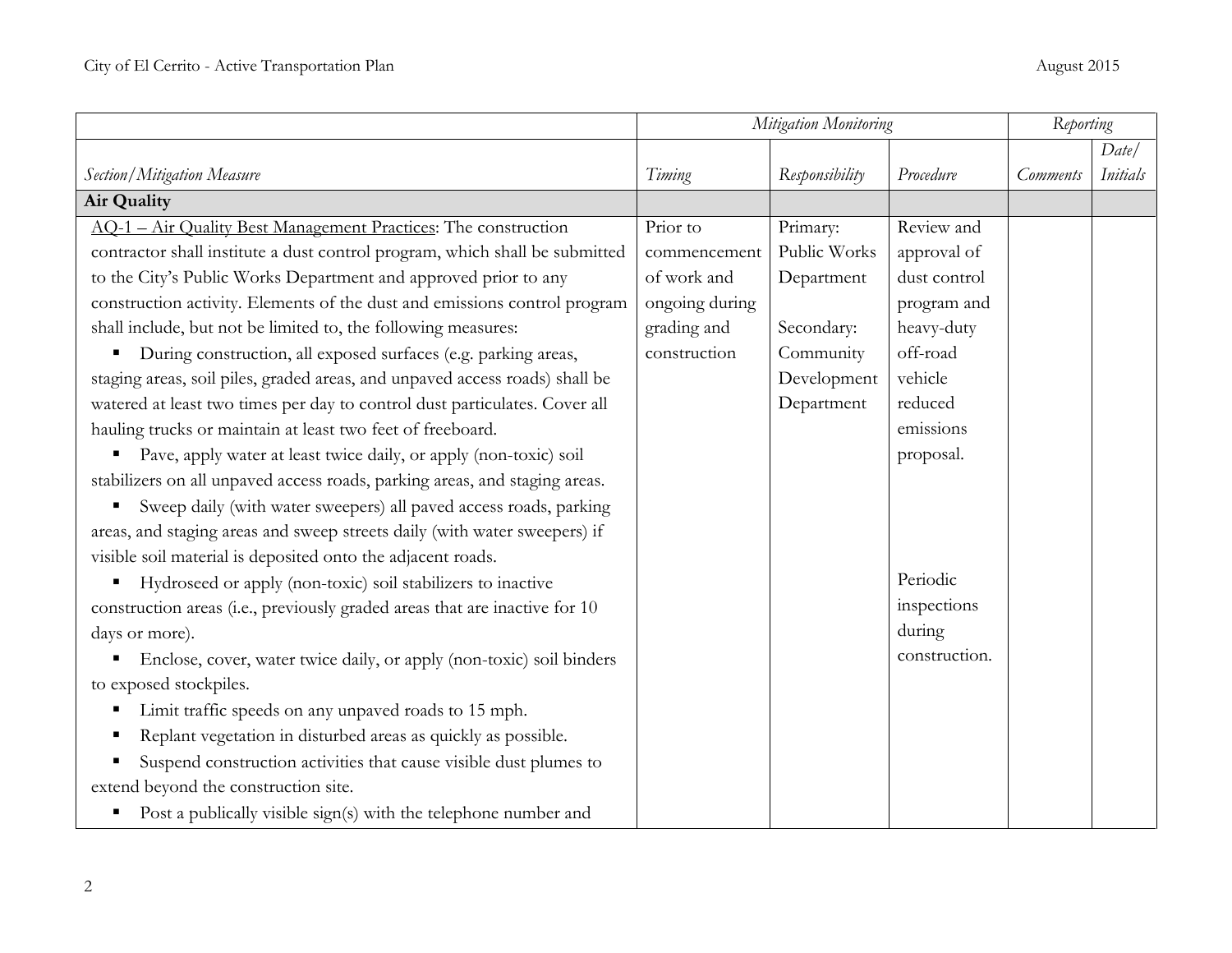| | Mitigation Monitoring | | | Reporting | |
|---|---|---|---|---|---|
| *Section/Mitigation Measure* | *Timing* | *Responsibility* | *Procedure* | *Comments* | *Date/ Initials* |
| **Air Quality** | | | | | |
| AQ-1 – Air Quality Best Management Practices: The construction contractor shall institute a dust control program, which shall be submitted to the City's Public Works Department and approved prior to any construction activity. Elements of the dust and emissions control program shall include, but not be limited to, the following measures:<br>▪ During construction, all exposed surfaces (e.g. parking areas, staging areas, soil piles, graded areas, and unpaved access roads) shall be watered at least two times per day to control dust particulates. Cover all hauling trucks or maintain at least two feet of freeboard.<br>▪ Pave, apply water at least twice daily, or apply (non-toxic) soil stabilizers on all unpaved access roads, parking areas, and staging areas.<br>▪ Sweep daily (with water sweepers) all paved access roads, parking areas, and staging areas and sweep streets daily (with water sweepers) if visible soil material is deposited onto the adjacent roads.<br>▪ Hydroseed or apply (non-toxic) soil stabilizers to inactive construction areas (i.e., previously graded areas that are inactive for 10 days or more).<br>▪ Enclose, cover, water twice daily, or apply (non-toxic) soil binders to exposed stockpiles.<br>▪ Limit traffic speeds on any unpaved roads to 15 mph.<br>▪ Replant vegetation in disturbed areas as quickly as possible.<br>▪ Suspend construction activities that cause visible dust plumes to extend beyond the construction site.<br>▪ Post a publically visible sign(s) with the telephone number and | Prior to commencement of work and ongoing during grading and construction | Primary: Public Works Department<br><br>Secondary: Community Development Department | Review and approval of dust control program and heavy-duty off-road vehicle reduced emissions proposal.<br><br>Periodic inspections during construction. | | |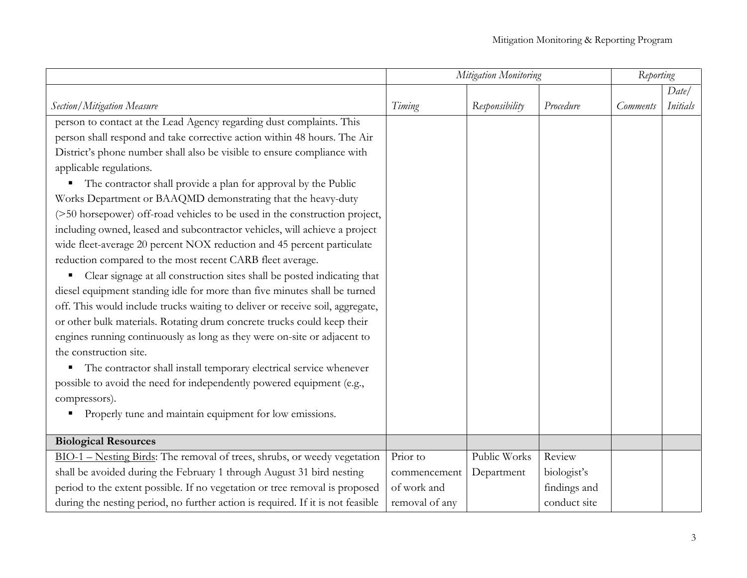| | Mitigation Monitoring | | | Reporting | |
|---|---|---|---|---|---|
| *Section/Mitigation Measure* | *Timing* | *Responsibility* | *Procedure* | *Comments* | *Date/ Initials* |
| person to contact at the Lead Agency regarding dust complaints. This person shall respond and take corrective action within 48 hours. The Air District's phone number shall also be visible to ensure compliance with applicable regulations.<br>▪ The contractor shall provide a plan for approval by the Public Works Department or BAAQMD demonstrating that the heavy-duty (>50 horsepower) off-road vehicles to be used in the construction project, including owned, leased and subcontractor vehicles, will achieve a project wide fleet-average 20 percent NOX reduction and 45 percent particulate reduction compared to the most recent CARB fleet average.<br>▪ Clear signage at all construction sites shall be posted indicating that diesel equipment standing idle for more than five minutes shall be turned off. This would include trucks waiting to deliver or receive soil, aggregate, or other bulk materials. Rotating drum concrete trucks could keep their engines running continuously as long as they were on-site or adjacent to the construction site.<br>▪ The contractor shall install temporary electrical service whenever possible to avoid the need for independently powered equipment (e.g., compressors).<br>▪ Properly tune and maintain equipment for low emissions. | | | | | |
| **Biological Resources** | | | | | |
| BIO-1 – Nesting Birds: The removal of trees, shrubs, or weedy vegetation shall be avoided during the February 1 through August 31 bird nesting period to the extent possible. If no vegetation or tree removal is proposed during the nesting period, no further action is required. If it is not feasible | Prior to commencement of work and removal of any | Public Works Department | Review biologist's findings and conduct site | | |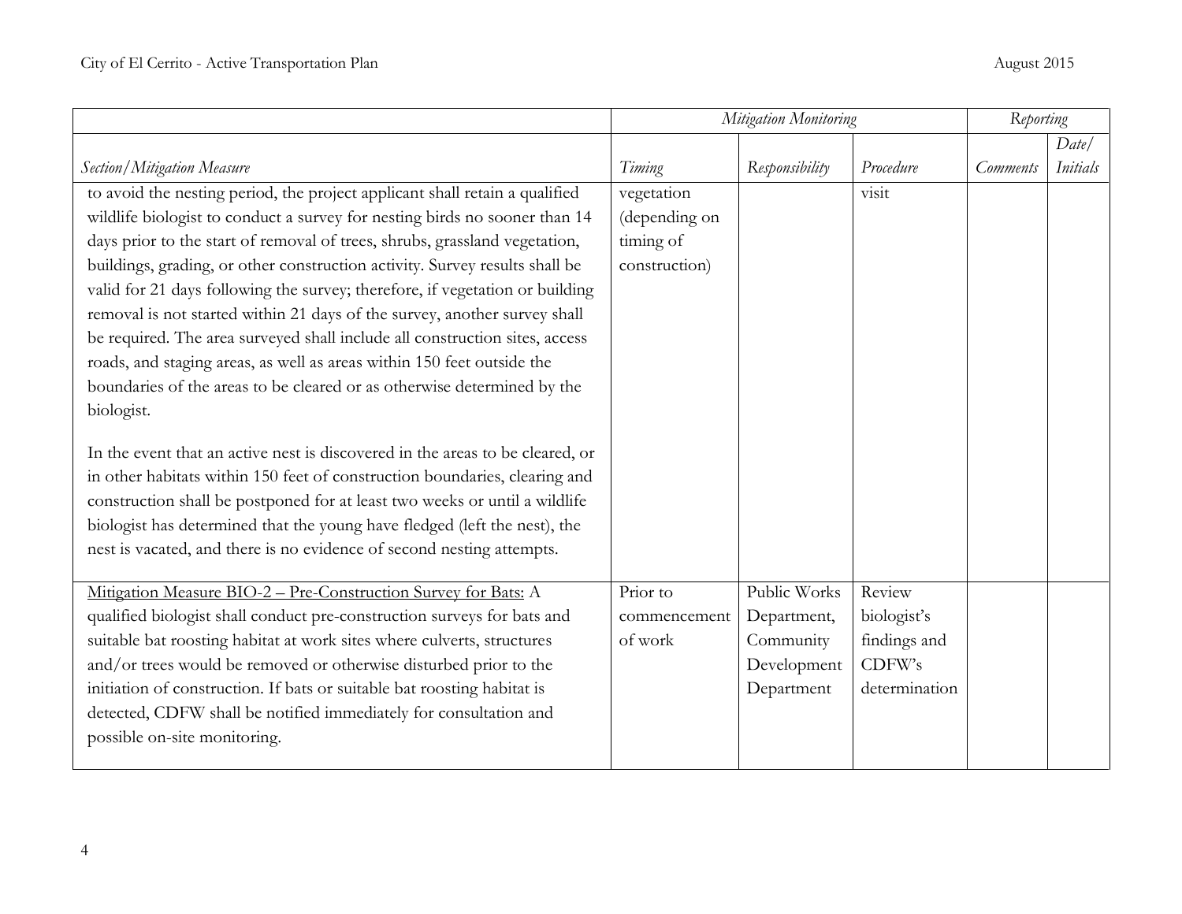| | *Mitigation Monitoring* | | | *Reporting* | |
|---|---|---|---|---|---|
| *Section/Mitigation Measure* | *Timing* | *Responsibility* | *Procedure* | *Comments* | *Date/ Initials* |
| to avoid the nesting period, the project applicant shall retain a qualified wildlife biologist to conduct a survey for nesting birds no sooner than 14 days prior to the start of removal of trees, shrubs, grassland vegetation, buildings, grading, or other construction activity. Survey results shall be valid for 21 days following the survey; therefore, if vegetation or building removal is not started within 21 days of the survey, another survey shall be required. The area surveyed shall include all construction sites, access roads, and staging areas, as well as areas within 150 feet outside the boundaries of the areas to be cleared or as otherwise determined by the biologist.<br><br>In the event that an active nest is discovered in the areas to be cleared, or in other habitats within 150 feet of construction boundaries, clearing and construction shall be postponed for at least two weeks or until a wildlife biologist has determined that the young have fledged (left the nest), the nest is vacated, and there is no evidence of second nesting attempts. | vegetation (depending on timing of construction) | | visit | | |
| <u>Mitigation Measure BIO-2 – Pre-Construction Survey for Bats:</u> A qualified biologist shall conduct pre-construction surveys for bats and suitable bat roosting habitat at work sites where culverts, structures and/or trees would be removed or otherwise disturbed prior to the initiation of construction. If bats or suitable bat roosting habitat is detected, CDFW shall be notified immediately for consultation and possible on-site monitoring. | Prior to commencement of work | Public Works Department, Community Development Department | Review biologist's findings and CDFW's determination | | |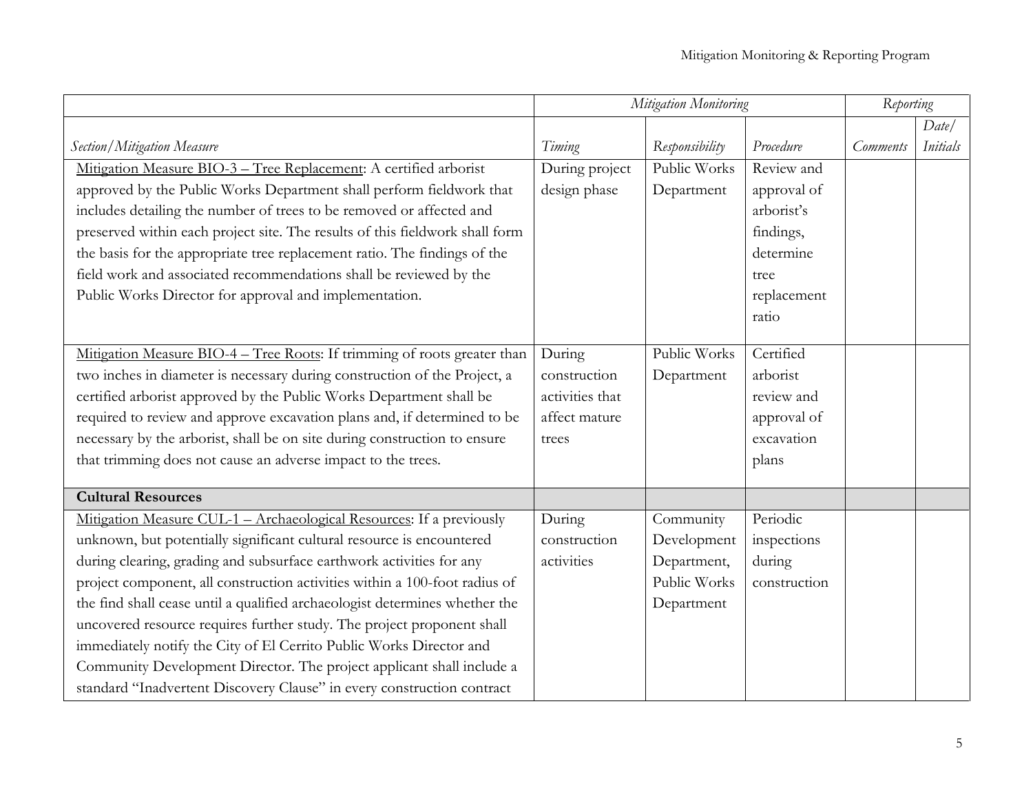| | Mitigation Monitoring | | | Reporting | |
|---|---|---|---|---|---|
| *Section/Mitigation Measure* | *Timing* | *Responsibility* | *Procedure* | *Comments* | *Date/ Initials* |
| Mitigation Measure BIO-3 – Tree Replacement: A certified arborist approved by the Public Works Department shall perform fieldwork that includes detailing the number of trees to be removed or affected and preserved within each project site. The results of this fieldwork shall form the basis for the appropriate tree replacement ratio. The findings of the field work and associated recommendations shall be reviewed by the Public Works Director for approval and implementation. | During project design phase | Public Works Department | Review and approval of arborist's findings, determine tree replacement ratio | | |
| Mitigation Measure BIO-4 – Tree Roots: If trimming of roots greater than two inches in diameter is necessary during construction of the Project, a certified arborist approved by the Public Works Department shall be required to review and approve excavation plans and, if determined to be necessary by the arborist, shall be on site during construction to ensure that trimming does not cause an adverse impact to the trees. | During construction activities that affect mature trees | Public Works Department | Certified arborist review and approval of excavation plans | | |
| **Cultural Resources** | | | | | |
| Mitigation Measure CUL-1 – Archaeological Resources: If a previously unknown, but potentially significant cultural resource is encountered during clearing, grading and subsurface earthwork activities for any project component, all construction activities within a 100-foot radius of the find shall cease until a qualified archaeologist determines whether the uncovered resource requires further study. The project proponent shall immediately notify the City of El Cerrito Public Works Director and Community Development Director. The project applicant shall include a standard "Inadvertent Discovery Clause" in every construction contract | During construction activities | Community Development Department, Public Works Department | Periodic inspections during construction | | |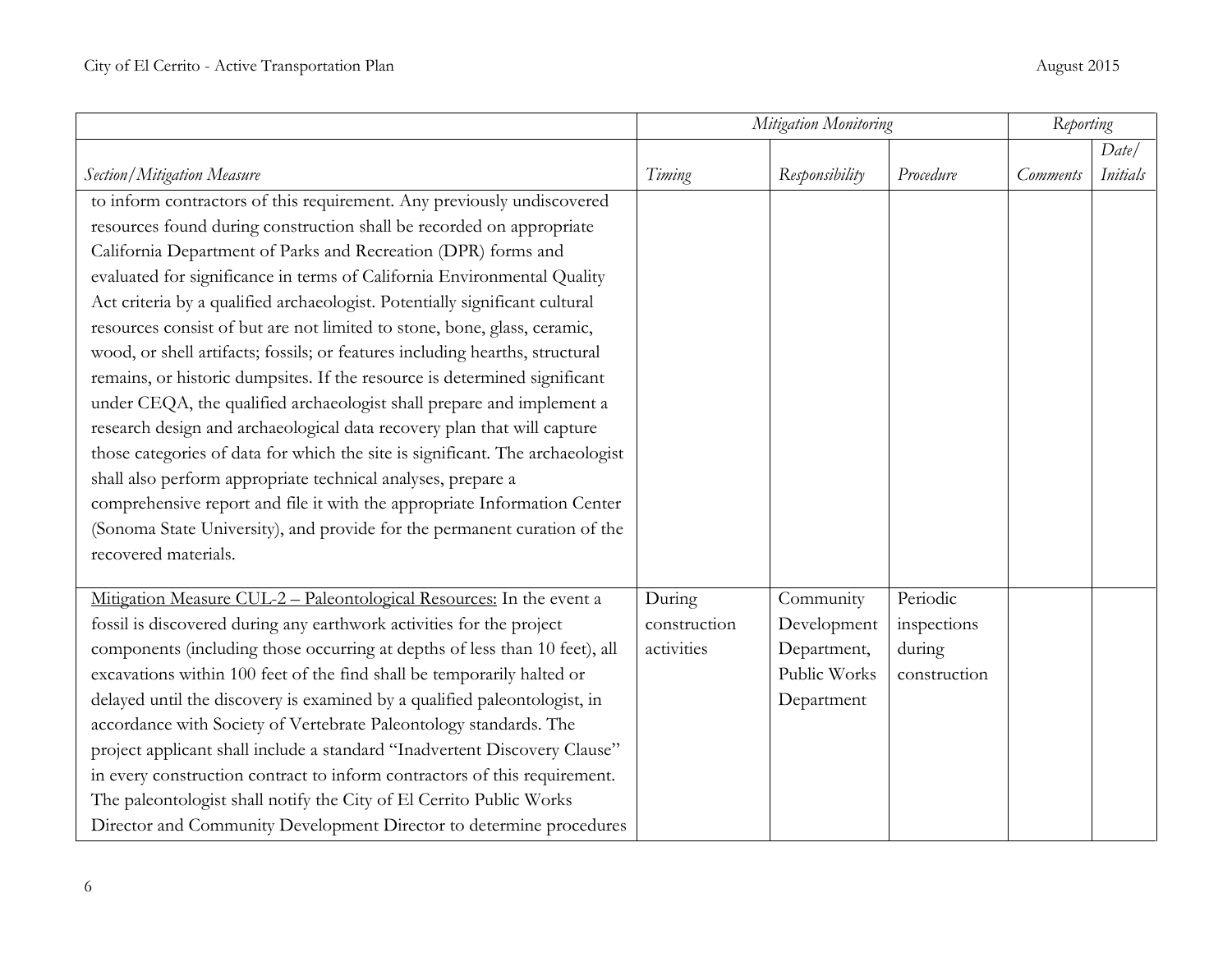| | Mitigation Monitoring | | | Reporting | |
|---|---|---|---|---|---|
| *Section/Mitigation Measure* | *Timing* | *Responsibility* | *Procedure* | *Comments* | *Date/ Initials* |
| to inform contractors of this requirement. Any previously undiscovered resources found during construction shall be recorded on appropriate California Department of Parks and Recreation (DPR) forms and evaluated for significance in terms of California Environmental Quality Act criteria by a qualified archaeologist. Potentially significant cultural resources consist of but are not limited to stone, bone, glass, ceramic, wood, or shell artifacts; fossils; or features including hearths, structural remains, or historic dumpsites. If the resource is determined significant under CEQA, the qualified archaeologist shall prepare and implement a research design and archaeological data recovery plan that will capture those categories of data for which the site is significant. The archaeologist shall also perform appropriate technical analyses, prepare a comprehensive report and file it with the appropriate Information Center (Sonoma State University), and provide for the permanent curation of the recovered materials. | | | | | |
| Mitigation Measure CUL-2 – Paleontological Resources: In the event a fossil is discovered during any earthwork activities for the project components (including those occurring at depths of less than 10 feet), all excavations within 100 feet of the find shall be temporarily halted or delayed until the discovery is examined by a qualified paleontologist, in accordance with Society of Vertebrate Paleontology standards. The project applicant shall include a standard "Inadvertent Discovery Clause" in every construction contract to inform contractors of this requirement. The paleontologist shall notify the City of El Cerrito Public Works Director and Community Development Director to determine procedures | During construction activities | Community Development Department, Public Works Department | Periodic inspections during construction | | |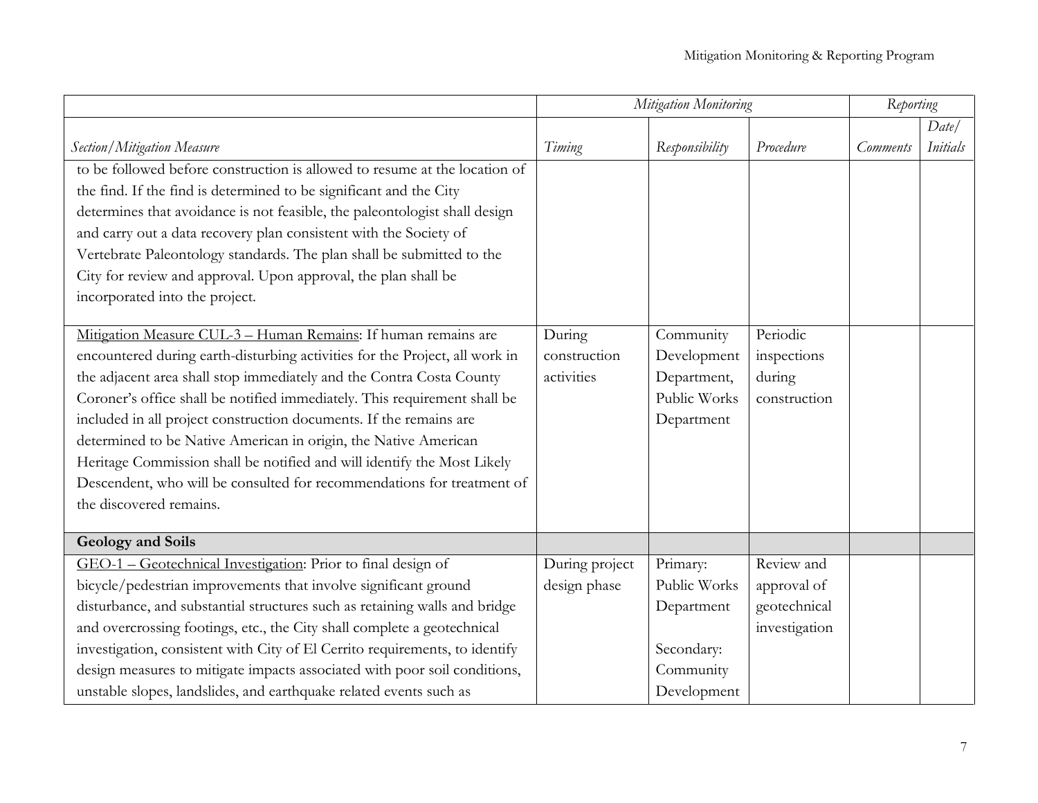| | *Mitigation Monitoring* | | | *Reporting* | |
|---|---|---|---|---|---|
| *Section/Mitigation Measure* | *Timing* | *Responsibility* | *Procedure* | *Comments* | *Date/ Initials* |
| to be followed before construction is allowed to resume at the location of the find. If the find is determined to be significant and the City determines that avoidance is not feasible, the paleontologist shall design and carry out a data recovery plan consistent with the Society of Vertebrate Paleontology standards. The plan shall be submitted to the City for review and approval. Upon approval, the plan shall be incorporated into the project. | | | | | |
| <u>Mitigation Measure CUL-3 – Human Remains</u>: If human remains are encountered during earth-disturbing activities for the Project, all work in the adjacent area shall stop immediately and the Contra Costa County Coroner's office shall be notified immediately. This requirement shall be included in all project construction documents. If the remains are determined to be Native American in origin, the Native American Heritage Commission shall be notified and will identify the Most Likely Descendent, who will be consulted for recommendations for treatment of the discovered remains. | During construction activities | Community Development Department, Public Works Department | Periodic inspections during construction | | |
| **Geology and Soils** | | | | | |
| <u>GEO-1 – Geotechnical Investigation</u>: Prior to final design of bicycle/pedestrian improvements that involve significant ground disturbance, and substantial structures such as retaining walls and bridge and overcrossing footings, etc., the City shall complete a geotechnical investigation, consistent with City of El Cerrito requirements, to identify design measures to mitigate impacts associated with poor soil conditions, unstable slopes, landslides, and earthquake related events such as | During project design phase | Primary: Public Works Department<br><br>Secondary: Community Development | Review and approval of geotechnical investigation | | |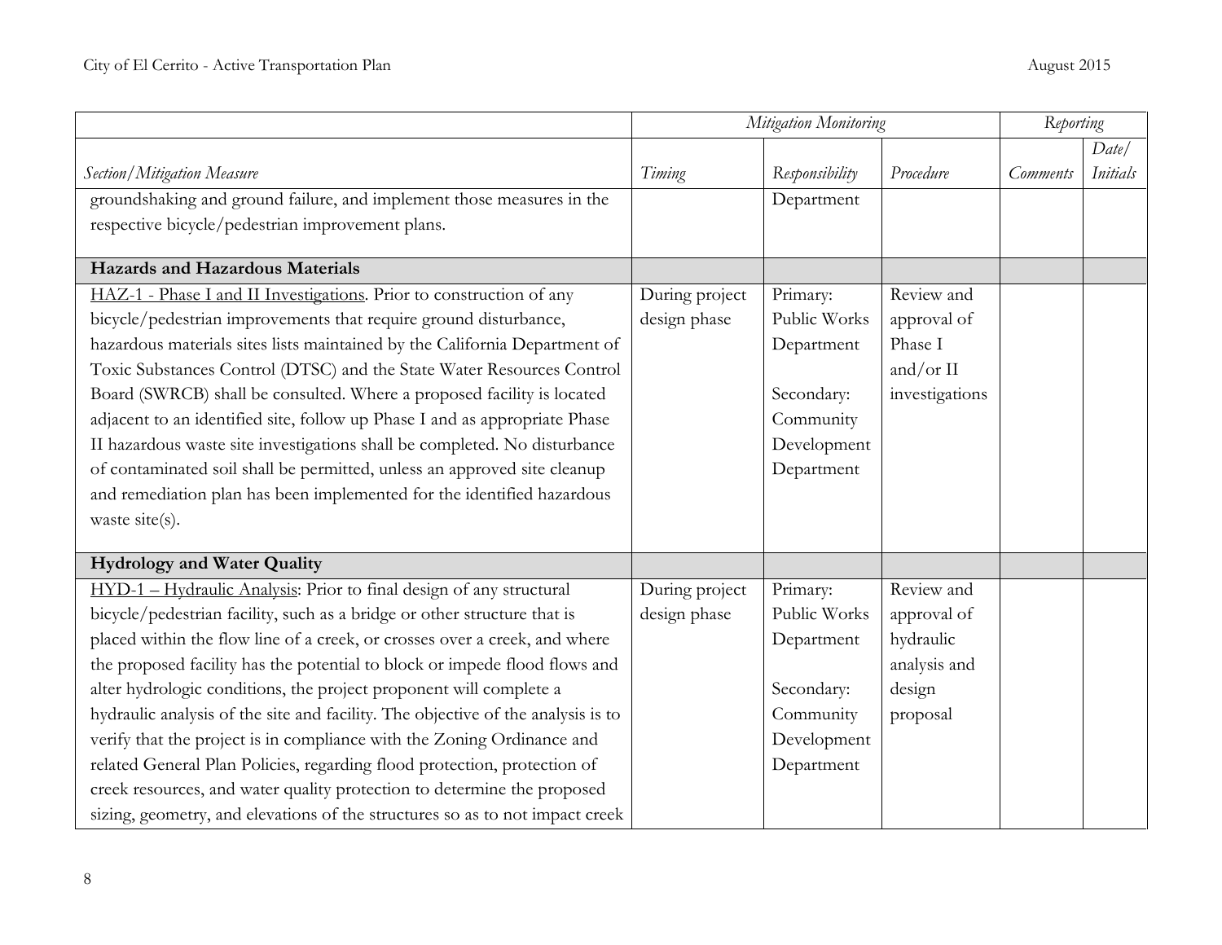| | Mitigation Monitoring | | | Reporting | |
|---|---|---|---|---|---|
| *Section/Mitigation Measure* | *Timing* | *Responsibility* | *Procedure* | *Comments* | *Date/ Initials* |
| groundshaking and ground failure, and implement those measures in the respective bicycle/pedestrian improvement plans. | | Department | | | |
| **Hazards and Hazardous Materials** | | | | | |
| HAZ-1 - Phase I and II Investigations. Prior to construction of any bicycle/pedestrian improvements that require ground disturbance, hazardous materials sites lists maintained by the California Department of Toxic Substances Control (DTSC) and the State Water Resources Control Board (SWRCB) shall be consulted. Where a proposed facility is located adjacent to an identified site, follow up Phase I and as appropriate Phase II hazardous waste site investigations shall be completed. No disturbance of contaminated soil shall be permitted, unless an approved site cleanup and remediation plan has been implemented for the identified hazardous waste site(s). | During project design phase | Primary: Public Works Department<br><br>Secondary: Community Development Department | Review and approval of Phase I and/or II investigations | | |
| **Hydrology and Water Quality** | | | | | |
| HYD-1 – Hydraulic Analysis: Prior to final design of any structural bicycle/pedestrian facility, such as a bridge or other structure that is placed within the flow line of a creek, or crosses over a creek, and where the proposed facility has the potential to block or impede flood flows and alter hydrologic conditions, the project proponent will complete a hydraulic analysis of the site and facility. The objective of the analysis is to verify that the project is in compliance with the Zoning Ordinance and related General Plan Policies, regarding flood protection, protection of creek resources, and water quality protection to determine the proposed sizing, geometry, and elevations of the structures so as to not impact creek | During project design phase | Primary: Public Works Department<br><br>Secondary: Community Development Department | Review and approval of hydraulic analysis and design proposal | | |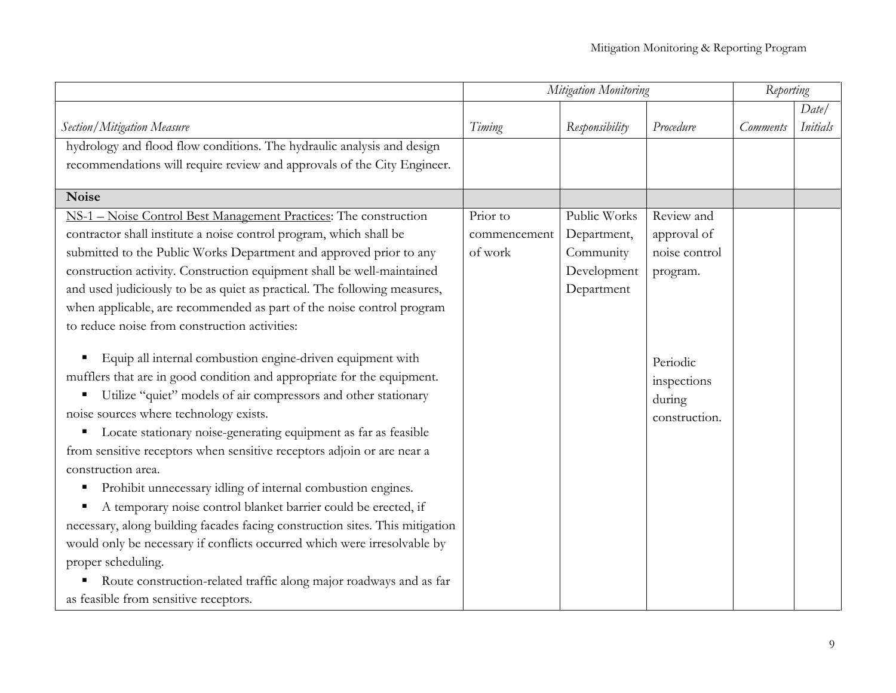| | Mitigation Monitoring | | | Reporting | |
|---|---|---|---|---|---|
| *Section/Mitigation Measure* | *Timing* | *Responsibility* | *Procedure* | *Comments* | *Date/ Initials* |
| hydrology and flood flow conditions. The hydraulic analysis and design recommendations will require review and approvals of the City Engineer. | | | | | |
| **Noise** | | | | | |
| NS-1 – Noise Control Best Management Practices: The construction contractor shall institute a noise control program, which shall be submitted to the Public Works Department and approved prior to any construction activity. Construction equipment shall be well-maintained and used judiciously to be as quiet as practical. The following measures, when applicable, are recommended as part of the noise control program to reduce noise from construction activities:<br><br>▪ Equip all internal combustion engine-driven equipment with mufflers that are in good condition and appropriate for the equipment.<br>▪ Utilize "quiet" models of air compressors and other stationary noise sources where technology exists.<br>▪ Locate stationary noise-generating equipment as far as feasible from sensitive receptors when sensitive receptors adjoin or are near a construction area.<br>▪ Prohibit unnecessary idling of internal combustion engines.<br>▪ A temporary noise control blanket barrier could be erected, if necessary, along building facades facing construction sites. This mitigation would only be necessary if conflicts occurred which were irresolvable by proper scheduling.<br>▪ Route construction-related traffic along major roadways and as far as feasible from sensitive receptors. | Prior to commencement of work | Public Works Department, Community Development Department | Review and approval of noise control program.<br><br>Periodic inspections during construction. | | |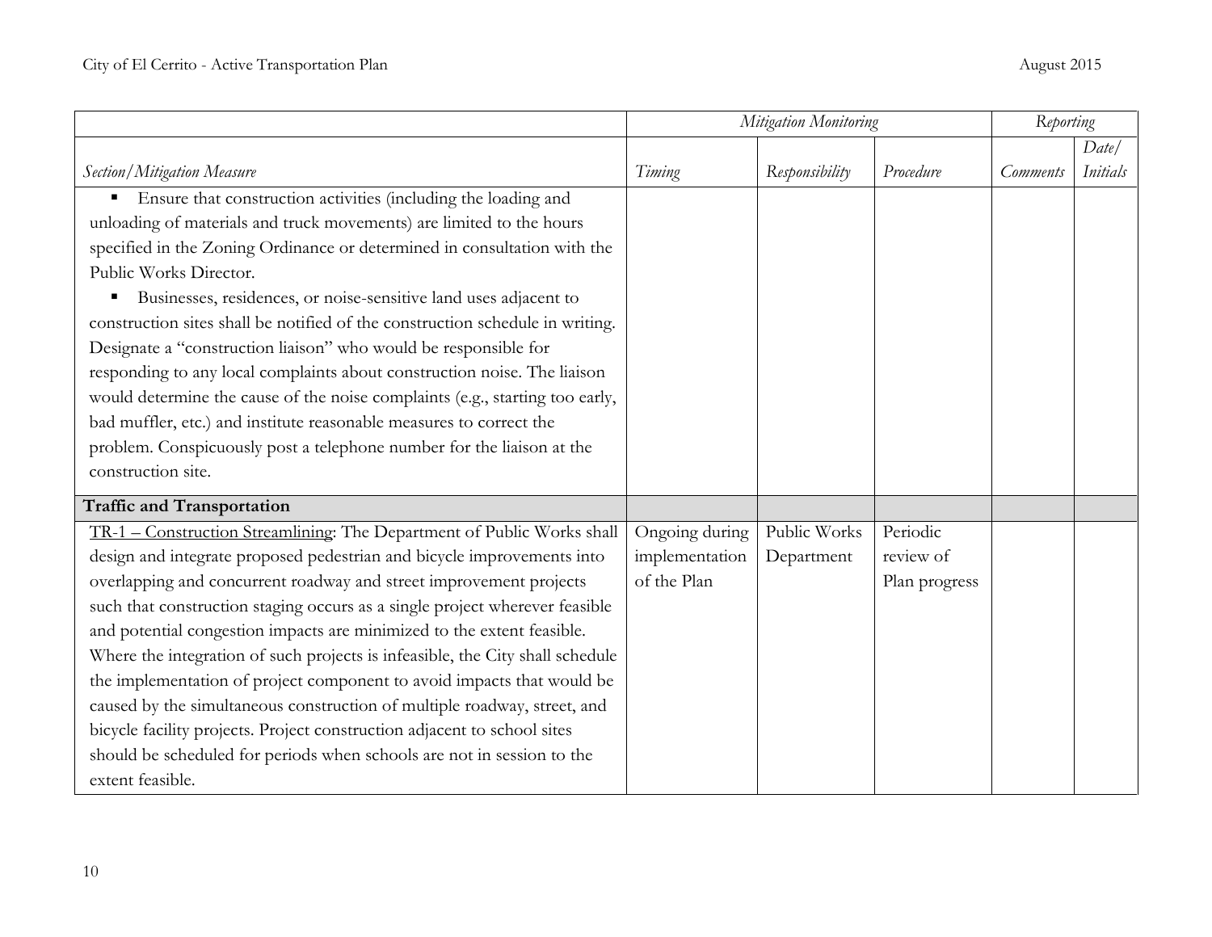| | *Mitigation Monitoring* | | | *Reporting* | |
|---|---|---|---|---|---|
| *Section/Mitigation Measure* | *Timing* | *Responsibility* | *Procedure* | *Comments* | *Date/ Initials* |
| ▪ Ensure that construction activities (including the loading and unloading of materials and truck movements) are limited to the hours specified in the Zoning Ordinance or determined in consultation with the Public Works Director. ▪ Businesses, residences, or noise-sensitive land uses adjacent to construction sites shall be notified of the construction schedule in writing. Designate a "construction liaison" who would be responsible for responding to any local complaints about construction noise. The liaison would determine the cause of the noise complaints (e.g., starting too early, bad muffler, etc.) and institute reasonable measures to correct the problem. Conspicuously post a telephone number for the liaison at the construction site. | | | | | |
| **Traffic and Transportation** | | | | | |
| TR-1 – Construction Streamlining: The Department of Public Works shall design and integrate proposed pedestrian and bicycle improvements into overlapping and concurrent roadway and street improvement projects such that construction staging occurs as a single project wherever feasible and potential congestion impacts are minimized to the extent feasible. Where the integration of such projects is infeasible, the City shall schedule the implementation of project component to avoid impacts that would be caused by the simultaneous construction of multiple roadway, street, and bicycle facility projects. Project construction adjacent to school sites should be scheduled for periods when schools are not in session to the extent feasible. | Ongoing during implementation of the Plan | Public Works Department | Periodic review of Plan progress | | |